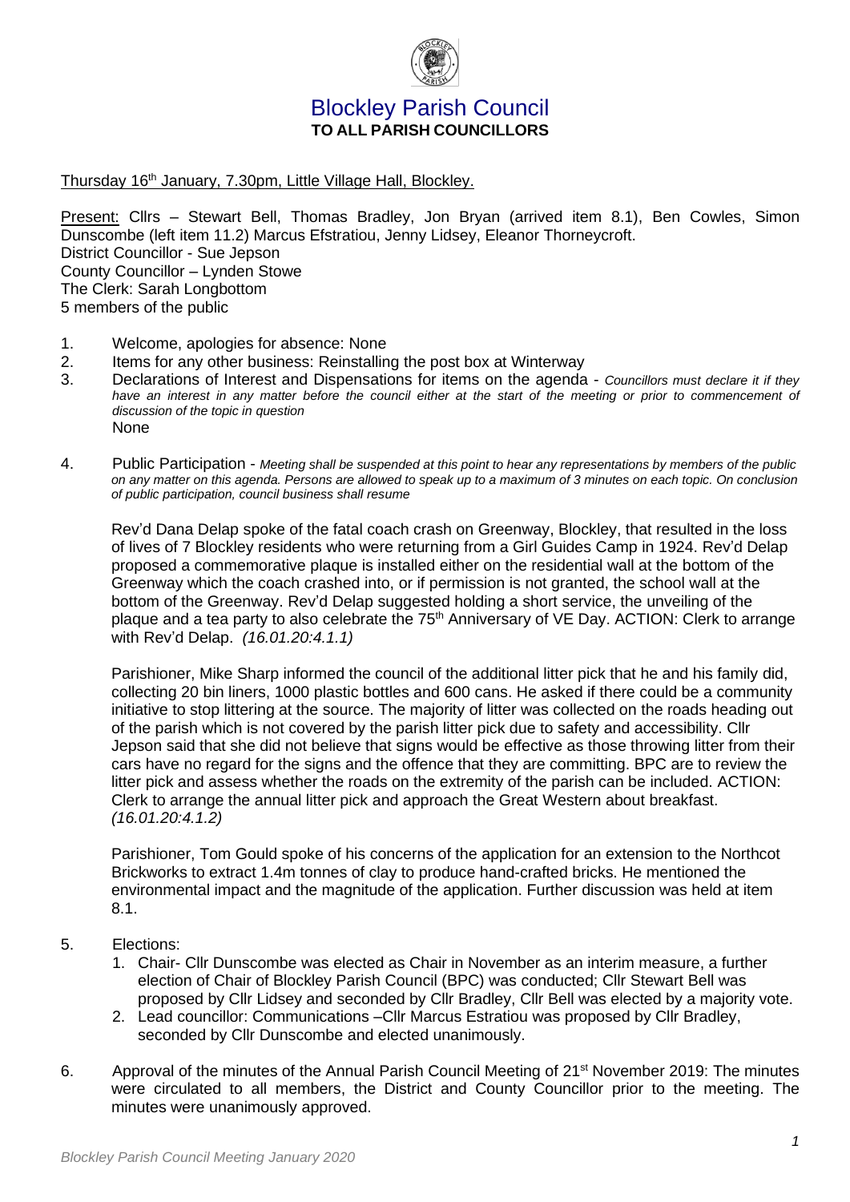# Blockley Parish Council

**TO ALL PARISH COUNCILLORS**

Thursday 16th January, 7.30pm, Little Village Hall, Blockley.

Present: Cllrs – Stewart Bell, Thomas Bradley, Jon Bryan (arrived item 8.1), Ben Cowles, Simon Dunscombe (left item 11.2) Marcus Efstratiou, Jenny Lidsey, Eleanor Thorneycroft.
District Councillor - Sue Jepson
County Councillor – Lynden Stowe
The Clerk: Sarah Longbottom
5 members of the public

1. Welcome, apologies for absence: None
2. Items for any other business: Reinstalling the post box at Winterway
3. Declarations of Interest and Dispensations for items on the agenda - *Councillors must declare it if they have an interest in any matter before the council either at the start of the meeting or prior to commencement of discussion of the topic in question*
   None
4. Public Participation - *Meeting shall be suspended at this point to hear any representations by members of the public on any matter on this agenda. Persons are allowed to speak up to a maximum of 3 minutes on each topic. On conclusion of public participation, council business shall resume*

   Rev'd Dana Delap spoke of the fatal coach crash on Greenway, Blockley, that resulted in the loss of lives of 7 Blockley residents who were returning from a Girl Guides Camp in 1924. Rev'd Delap proposed a commemorative plaque is installed either on the residential wall at the bottom of the Greenway which the coach crashed into, or if permission is not granted, the school wall at the bottom of the Greenway. Rev'd Delap suggested holding a short service, the unveiling of the plaque and a tea party to also celebrate the 75th Anniversary of VE Day. ACTION: Clerk to arrange with Rev'd Delap. *(16.01.20:4.1.1)*

   Parishioner, Mike Sharp informed the council of the additional litter pick that he and his family did, collecting 20 bin liners, 1000 plastic bottles and 600 cans. He asked if there could be a community initiative to stop littering at the source. The majority of litter was collected on the roads heading out of the parish which is not covered by the parish litter pick due to safety and accessibility. Cllr Jepson said that she did not believe that signs would be effective as those throwing litter from their cars have no regard for the signs and the offence that they are committing. BPC are to review the litter pick and assess whether the roads on the extremity of the parish can be included. ACTION: Clerk to arrange the annual litter pick and approach the Great Western about breakfast. *(16.01.20:4.1.2)*

   Parishioner, Tom Gould spoke of his concerns of the application for an extension to the Northcot Brickworks to extract 1.4m tonnes of clay to produce hand-crafted bricks. He mentioned the environmental impact and the magnitude of the application. Further discussion was held at item 8.1.

5. Elections:
   1. Chair- Cllr Dunscombe was elected as Chair in November as an interim measure, a further election of Chair of Blockley Parish Council (BPC) was conducted; Cllr Stewart Bell was proposed by Cllr Lidsey and seconded by Cllr Bradley, Cllr Bell was elected by a majority vote.
   2. Lead councillor: Communications –Cllr Marcus Estratiou was proposed by Cllr Bradley, seconded by Cllr Dunscombe and elected unanimously.
6. Approval of the minutes of the Annual Parish Council Meeting of 21st November 2019: The minutes were circulated to all members, the District and County Councillor prior to the meeting. The minutes were unanimously approved.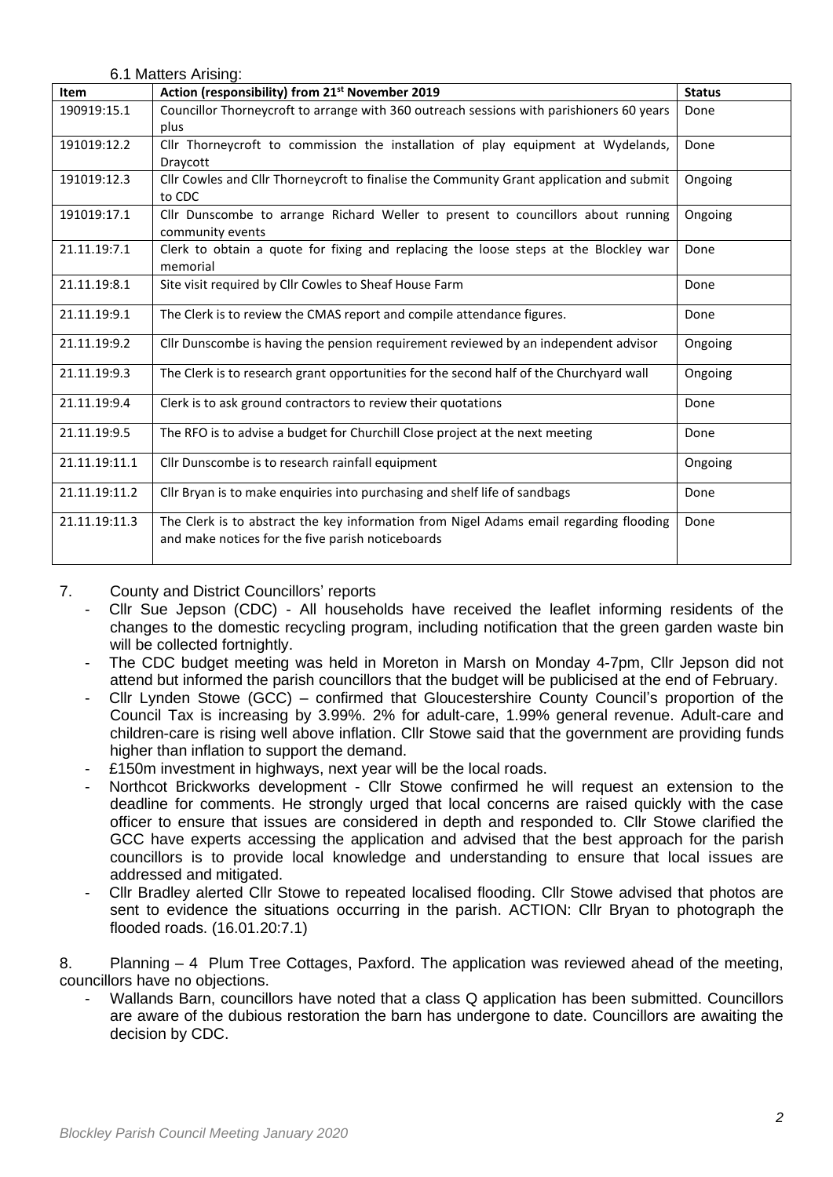6.1 Matters Arising:

| Item | Action (responsibility) from 21st November 2019 | Status |
|---|---|---|
| 190919:15.1 | Councillor Thorneycroft to arrange with 360 outreach sessions with parishioners 60 years plus | Done |
| 191019:12.2 | Cllr Thorneycroft to commission the installation of play equipment at Wydelands, Draycott | Done |
| 191019:12.3 | Cllr Cowles and Cllr Thorneycroft to finalise the Community Grant application and submit to CDC | Ongoing |
| 191019:17.1 | Cllr Dunscombe to arrange Richard Weller to present to councillors about running community events | Ongoing |
| 21.11.19:7.1 | Clerk to obtain a quote for fixing and replacing the loose steps at the Blockley war memorial | Done |
| 21.11.19:8.1 | Site visit required by Cllr Cowles to Sheaf House Farm | Done |
| 21.11.19:9.1 | The Clerk is to review the CMAS report and compile attendance figures. | Done |
| 21.11.19:9.2 | Cllr Dunscombe is having the pension requirement reviewed by an independent advisor | Ongoing |
| 21.11.19:9.3 | The Clerk is to research grant opportunities for the second half of the Churchyard wall | Ongoing |
| 21.11.19:9.4 | Clerk is to ask ground contractors to review their quotations | Done |
| 21.11.19:9.5 | The RFO is to advise a budget for Churchill Close project at the next meeting | Done |
| 21.11.19:11.1 | Cllr Dunscombe is to research rainfall equipment | Ongoing |
| 21.11.19:11.2 | Cllr Bryan is to make enquiries into purchasing and shelf life of sandbags | Done |
| 21.11.19:11.3 | The Clerk is to abstract the key information from Nigel Adams email regarding flooding and make notices for the five parish noticeboards | Done |

7. County and District Councillors' reports
   - Cllr Sue Jepson (CDC) - All households have received the leaflet informing residents of the changes to the domestic recycling program, including notification that the green garden waste bin will be collected fortnightly.
   - The CDC budget meeting was held in Moreton in Marsh on Monday 4-7pm, Cllr Jepson did not attend but informed the parish councillors that the budget will be publicised at the end of February.
   - Cllr Lynden Stowe (GCC) – confirmed that Gloucestershire County Council's proportion of the Council Tax is increasing by 3.99%. 2% for adult-care, 1.99% general revenue. Adult-care and children-care is rising well above inflation. Cllr Stowe said that the government are providing funds higher than inflation to support the demand.
   - £150m investment in highways, next year will be the local roads.
   - Northcot Brickworks development - Cllr Stowe confirmed he will request an extension to the deadline for comments. He strongly urged that local concerns are raised quickly with the case officer to ensure that issues are considered in depth and responded to. Cllr Stowe clarified the GCC have experts accessing the application and advised that the best approach for the parish councillors is to provide local knowledge and understanding to ensure that local issues are addressed and mitigated.
   - Cllr Bradley alerted Cllr Stowe to repeated localised flooding. Cllr Stowe advised that photos are sent to evidence the situations occurring in the parish. ACTION: Cllr Bryan to photograph the flooded roads. (16.01.20:7.1)

8. Planning – 4 Plum Tree Cottages, Paxford. The application was reviewed ahead of the meeting, councillors have no objections.
   - Wallands Barn, councillors have noted that a class Q application has been submitted. Councillors are aware of the dubious restoration the barn has undergone to date. Councillors are awaiting the decision by CDC.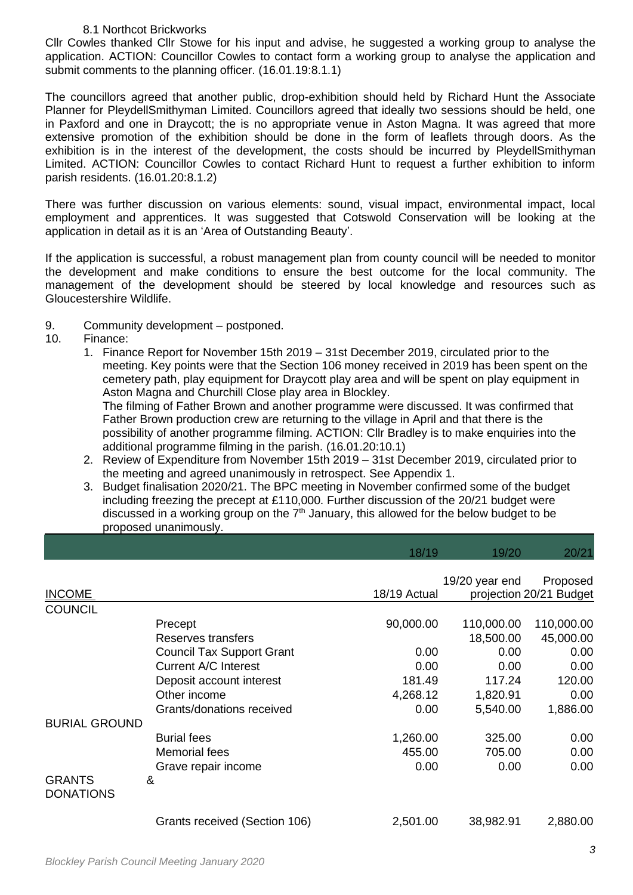8.1 Northcot Brickworks

Cllr Cowles thanked Cllr Stowe for his input and advise, he suggested a working group to analyse the application. ACTION: Councillor Cowles to contact form a working group to analyse the application and submit comments to the planning officer. (16.01.19:8.1.1)

The councillors agreed that another public, drop-exhibition should held by Richard Hunt the Associate Planner for PleydellSmithyman Limited. Councillors agreed that ideally two sessions should be held, one in Paxford and one in Draycott; the is no appropriate venue in Aston Magna. It was agreed that more extensive promotion of the exhibition should be done in the form of leaflets through doors. As the exhibition is in the interest of the development, the costs should be incurred by PleydellSmithyman Limited. ACTION: Councillor Cowles to contact Richard Hunt to request a further exhibition to inform parish residents. (16.01.20:8.1.2)

There was further discussion on various elements: sound, visual impact, environmental impact, local employment and apprentices. It was suggested that Cotswold Conservation will be looking at the application in detail as it is an 'Area of Outstanding Beauty'.

If the application is successful, a robust management plan from county council will be needed to monitor the development and make conditions to ensure the best outcome for the local community. The management of the development should be steered by local knowledge and resources such as Gloucestershire Wildlife.

9. Community development – postponed.
10. Finance:
    1. Finance Report for November 15th 2019 – 31st December 2019, circulated prior to the meeting. Key points were that the Section 106 money received in 2019 has been spent on the cemetery path, play equipment for Draycott play area and will be spent on play equipment in Aston Magna and Churchill Close play area in Blockley.
       The filming of Father Brown and another programme were discussed. It was confirmed that Father Brown production crew are returning to the village in April and that there is the possibility of another programme filming. ACTION: Cllr Bradley is to make enquiries into the additional programme filming in the parish. (16.01.20:10.1)
    2. Review of Expenditure from November 15th 2019 – 31st December 2019, circulated prior to the meeting and agreed unanimously in retrospect. See Appendix 1.
    3. Budget finalisation 2020/21. The BPC meeting in November confirmed some of the budget including freezing the precept at £110,000. Further discussion of the 20/21 budget were discussed in a working group on the 7th January, this allowed for the below budget to be proposed unanimously.

| | | 18/19 | 19/20 | 20/21 |
|---|---|---|---|---|
| INCOME | | 18/19 Actual | 19/20 year end projection | Proposed 20/21 Budget |
| COUNCIL | | | | |
| | Precept | 90,000.00 | 110,000.00 | 110,000.00 |
| | Reserves transfers | | 18,500.00 | 45,000.00 |
| | Council Tax Support Grant | 0.00 | 0.00 | 0.00 |
| | Current A/C Interest | 0.00 | 0.00 | 0.00 |
| | Deposit account interest | 181.49 | 117.24 | 120.00 |
| | Other income | 4,268.12 | 1,820.91 | 0.00 |
| | Grants/donations received | 0.00 | 5,540.00 | 1,886.00 |
| BURIAL GROUND | | | | |
| | Burial fees | 1,260.00 | 325.00 | 0.00 |
| | Memorial fees | 455.00 | 705.00 | 0.00 |
| | Grave repair income | 0.00 | 0.00 | 0.00 |
| GRANTS & DONATIONS | | | | |
| | Grants received (Section 106) | 2,501.00 | 38,982.91 | 2,880.00 |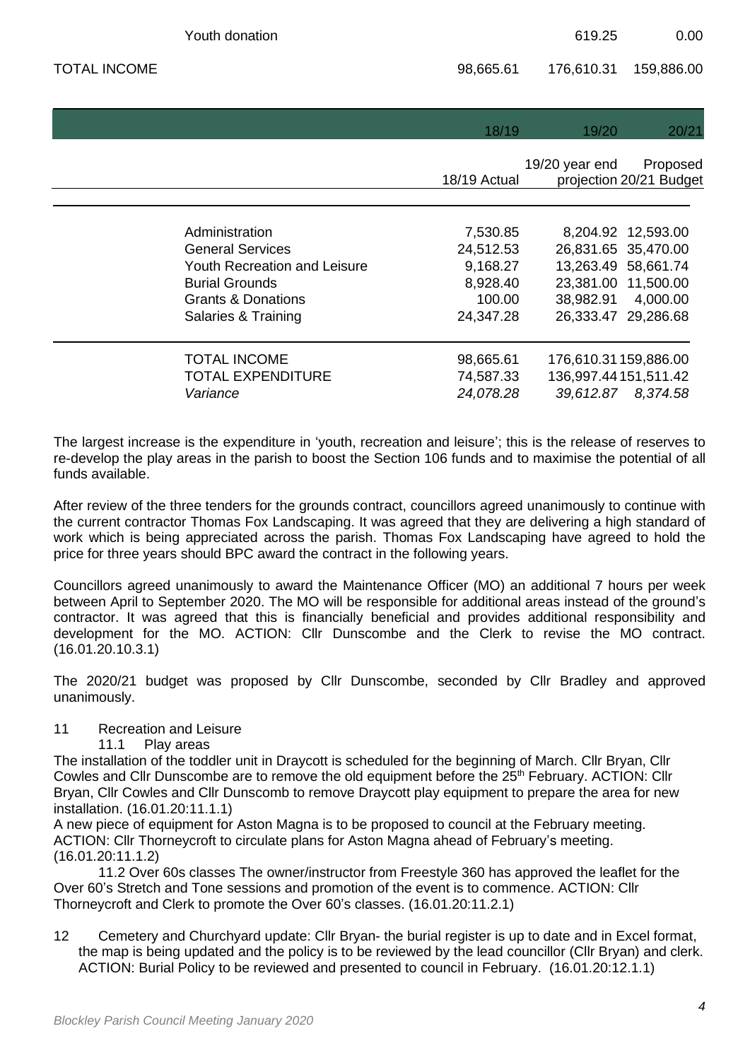| | | | |
|---|---|---|---|
| Youth donation | | 619.25 | 0.00 |
| TOTAL INCOME | 98,665.61 | 176,610.31 | 159,886.00 |

| | 18/19 | 19/20 | 20/21 |
|---|---|---|---|
| | 18/19 Actual | 19/20 year end projection | Proposed 20/21 Budget |
| Administration | 7,530.85 | 8,204.92 | 12,593.00 |
| General Services | 24,512.53 | 26,831.65 | 35,470.00 |
| Youth Recreation and Leisure | 9,168.27 | 13,263.49 | 58,661.74 |
| Burial Grounds | 8,928.40 | 23,381.00 | 11,500.00 |
| Grants & Donations | 100.00 | 38,982.91 | 4,000.00 |
| Salaries & Training | 24,347.28 | 26,333.47 | 29,286.68 |
| TOTAL INCOME | 98,665.61 | 176,610.31 | 159,886.00 |
| TOTAL EXPENDITURE | 74,587.33 | 136,997.44 | 151,511.42 |
| *Variance* | *24,078.28* | *39,612.87* | *8,374.58* |

The largest increase is the expenditure in 'youth, recreation and leisure'; this is the release of reserves to re-develop the play areas in the parish to boost the Section 106 funds and to maximise the potential of all funds available.

After review of the three tenders for the grounds contract, councillors agreed unanimously to continue with the current contractor Thomas Fox Landscaping. It was agreed that they are delivering a high standard of work which is being appreciated across the parish. Thomas Fox Landscaping have agreed to hold the price for three years should BPC award the contract in the following years.

Councillors agreed unanimously to award the Maintenance Officer (MO) an additional 7 hours per week between April to September 2020. The MO will be responsible for additional areas instead of the ground's contractor. It was agreed that this is financially beneficial and provides additional responsibility and development for the MO. ACTION: Cllr Dunscombe and the Clerk to revise the MO contract. (16.01.20.10.3.1)

The 2020/21 budget was proposed by Cllr Dunscombe, seconded by Cllr Bradley and approved unanimously.

11 Recreation and Leisure

11.1 Play areas

The installation of the toddler unit in Draycott is scheduled for the beginning of March. Cllr Bryan, Cllr Cowles and Cllr Dunscombe are to remove the old equipment before the 25th February. ACTION: Cllr Bryan, Cllr Cowles and Cllr Dunscomb to remove Draycott play equipment to prepare the area for new installation. (16.01.20:11.1.1)

A new piece of equipment for Aston Magna is to be proposed to council at the February meeting. ACTION: Cllr Thorneycroft to circulate plans for Aston Magna ahead of February's meeting. (16.01.20:11.1.2)

11.2 Over 60s classes The owner/instructor from Freestyle 360 has approved the leaflet for the Over 60's Stretch and Tone sessions and promotion of the event is to commence. ACTION: Cllr Thorneycroft and Clerk to promote the Over 60's classes. (16.01.20:11.2.1)

12 Cemetery and Churchyard update: Cllr Bryan- the burial register is up to date and in Excel format, the map is being updated and the policy is to be reviewed by the lead councillor (Cllr Bryan) and clerk. ACTION: Burial Policy to be reviewed and presented to council in February. (16.01.20:12.1.1)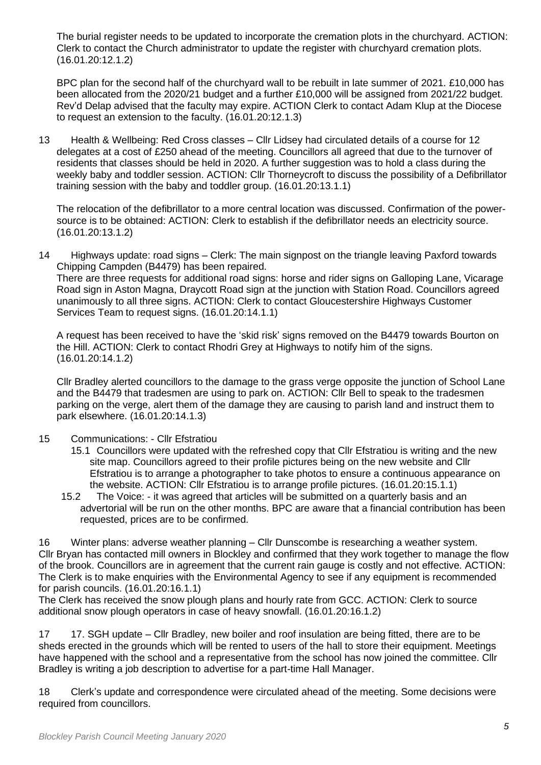The burial register needs to be updated to incorporate the cremation plots in the churchyard. ACTION: Clerk to contact the Church administrator to update the register with churchyard cremation plots. (16.01.20:12.1.2)

BPC plan for the second half of the churchyard wall to be rebuilt in late summer of 2021. £10,000 has been allocated from the 2020/21 budget and a further £10,000 will be assigned from 2021/22 budget. Rev'd Delap advised that the faculty may expire. ACTION Clerk to contact Adam Klup at the Diocese to request an extension to the faculty. (16.01.20:12.1.3)

13 Health & Wellbeing: Red Cross classes – Cllr Lidsey had circulated details of a course for 12 delegates at a cost of £250 ahead of the meeting. Councillors all agreed that due to the turnover of residents that classes should be held in 2020. A further suggestion was to hold a class during the weekly baby and toddler session. ACTION: Cllr Thorneycroft to discuss the possibility of a Defibrillator training session with the baby and toddler group. (16.01.20:13.1.1)

The relocation of the defibrillator to a more central location was discussed. Confirmation of the power-source is to be obtained: ACTION: Clerk to establish if the defibrillator needs an electricity source. (16.01.20:13.1.2)

14 Highways update: road signs – Clerk: The main signpost on the triangle leaving Paxford towards Chipping Campden (B4479) has been repaired.
There are three requests for additional road signs: horse and rider signs on Galloping Lane, Vicarage Road sign in Aston Magna, Draycott Road sign at the junction with Station Road. Councillors agreed unanimously to all three signs. ACTION: Clerk to contact Gloucestershire Highways Customer Services Team to request signs. (16.01.20:14.1.1)

A request has been received to have the 'skid risk' signs removed on the B4479 towards Bourton on the Hill. ACTION: Clerk to contact Rhodri Grey at Highways to notify him of the signs. (16.01.20:14.1.2)

Cllr Bradley alerted councillors to the damage to the grass verge opposite the junction of School Lane and the B4479 that tradesmen are using to park on. ACTION: Cllr Bell to speak to the tradesmen parking on the verge, alert them of the damage they are causing to parish land and instruct them to park elsewhere. (16.01.20:14.1.3)

15 Communications: - Cllr Efstratiou

15.1 Councillors were updated with the refreshed copy that Cllr Efstratiou is writing and the new site map. Councillors agreed to their profile pictures being on the new website and Cllr Efstratiou is to arrange a photographer to take photos to ensure a continuous appearance on the website. ACTION: Cllr Efstratiou is to arrange profile pictures. (16.01.20:15.1.1)

15.2 The Voice: - it was agreed that articles will be submitted on a quarterly basis and an advertorial will be run on the other months. BPC are aware that a financial contribution has been requested, prices are to be confirmed.

16 Winter plans: adverse weather planning – Cllr Dunscombe is researching a weather system. Cllr Bryan has contacted mill owners in Blockley and confirmed that they work together to manage the flow of the brook. Councillors are in agreement that the current rain gauge is costly and not effective. ACTION: The Clerk is to make enquiries with the Environmental Agency to see if any equipment is recommended for parish councils. (16.01.20:16.1.1)
The Clerk has received the snow plough plans and hourly rate from GCC. ACTION: Clerk to source additional snow plough operators in case of heavy snowfall. (16.01.20:16.1.2)

17 17. SGH update – Cllr Bradley, new boiler and roof insulation are being fitted, there are to be sheds erected in the grounds which will be rented to users of the hall to store their equipment. Meetings have happened with the school and a representative from the school has now joined the committee. Cllr Bradley is writing a job description to advertise for a part-time Hall Manager.

18 Clerk's update and correspondence were circulated ahead of the meeting. Some decisions were required from councillors.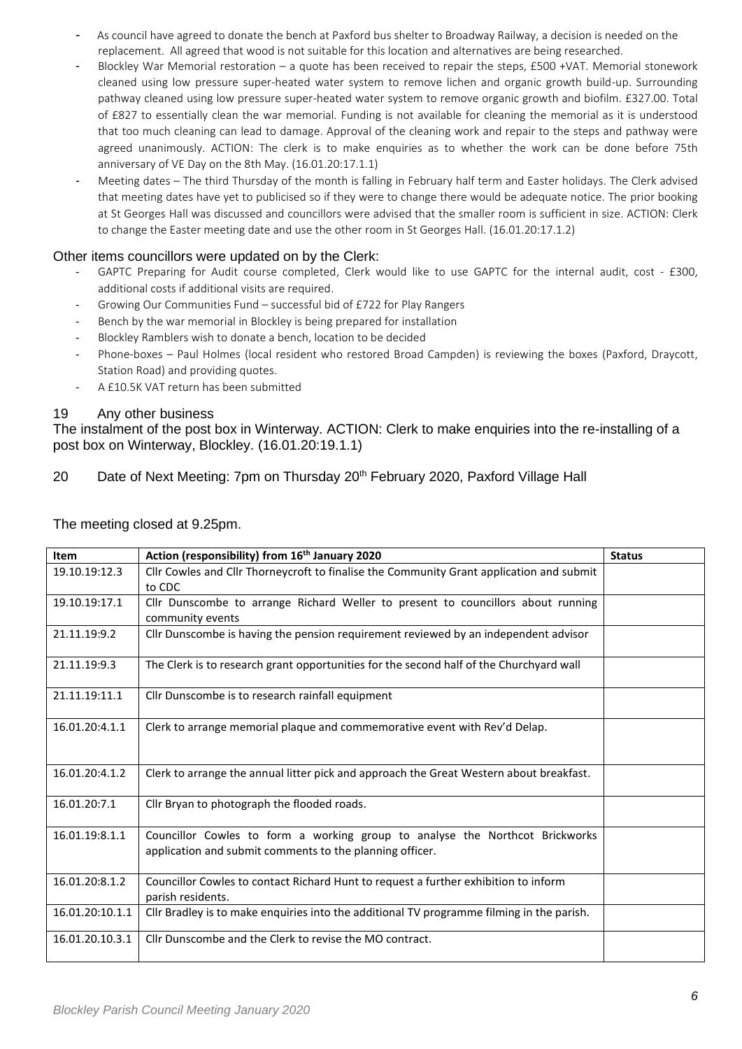- As council have agreed to donate the bench at Paxford bus shelter to Broadway Railway, a decision is needed on the replacement. All agreed that wood is not suitable for this location and alternatives are being researched.
- Blockley War Memorial restoration – a quote has been received to repair the steps, £500 +VAT. Memorial stonework cleaned using low pressure super-heated water system to remove lichen and organic growth build-up. Surrounding pathway cleaned using low pressure super-heated water system to remove organic growth and biofilm. £327.00. Total of £827 to essentially clean the war memorial. Funding is not available for cleaning the memorial as it is understood that too much cleaning can lead to damage. Approval of the cleaning work and repair to the steps and pathway were agreed unanimously. ACTION: The clerk is to make enquiries as to whether the work can be done before 75th anniversary of VE Day on the 8th May. (16.01.20:17.1.1)
- Meeting dates – The third Thursday of the month is falling in February half term and Easter holidays. The Clerk advised that meeting dates have yet to publicised so if they were to change there would be adequate notice. The prior booking at St Georges Hall was discussed and councillors were advised that the smaller room is sufficient in size. ACTION: Clerk to change the Easter meeting date and use the other room in St Georges Hall. (16.01.20:17.1.2)

Other items councillors were updated on by the Clerk:

- GAPTC Preparing for Audit course completed, Clerk would like to use GAPTC for the internal audit, cost - £300, additional costs if additional visits are required.
- Growing Our Communities Fund – successful bid of £722 for Play Rangers
- Bench by the war memorial in Blockley is being prepared for installation
- Blockley Ramblers wish to donate a bench, location to be decided
- Phone-boxes – Paul Holmes (local resident who restored Broad Campden) is reviewing the boxes (Paxford, Draycott, Station Road) and providing quotes.
- A £10.5K VAT return has been submitted

## 19 Any other business

The instalment of the post box in Winterway. ACTION: Clerk to make enquiries into the re-installing of a post box on Winterway, Blockley. (16.01.20:19.1.1)

## 20 Date of Next Meeting: 7pm on Thursday 20th February 2020, Paxford Village Hall

The meeting closed at 9.25pm.

| Item | Action (responsibility) from 16th January 2020 | Status |
|---|---|---|
| 19.10.19:12.3 | Cllr Cowles and Cllr Thorneycroft to finalise the Community Grant application and submit to CDC | |
| 19.10.19:17.1 | Cllr Dunscombe to arrange Richard Weller to present to councillors about running community events | |
| 21.11.19:9.2 | Cllr Dunscombe is having the pension requirement reviewed by an independent advisor | |
| 21.11.19:9.3 | The Clerk is to research grant opportunities for the second half of the Churchyard wall | |
| 21.11.19:11.1 | Cllr Dunscombe is to research rainfall equipment | |
| 16.01.20:4.1.1 | Clerk to arrange memorial plaque and commemorative event with Rev'd Delap. | |
| 16.01.20:4.1.2 | Clerk to arrange the annual litter pick and approach the Great Western about breakfast. | |
| 16.01.20:7.1 | Cllr Bryan to photograph the flooded roads. | |
| 16.01.19:8.1.1 | Councillor Cowles to form a working group to analyse the Northcot Brickworks application and submit comments to the planning officer. | |
| 16.01.20:8.1.2 | Councillor Cowles to contact Richard Hunt to request a further exhibition to inform parish residents. | |
| 16.01.20:10.1.1 | Cllr Bradley is to make enquiries into the additional TV programme filming in the parish. | |
| 16.01.20.10.3.1 | Cllr Dunscombe and the Clerk to revise the MO contract. | |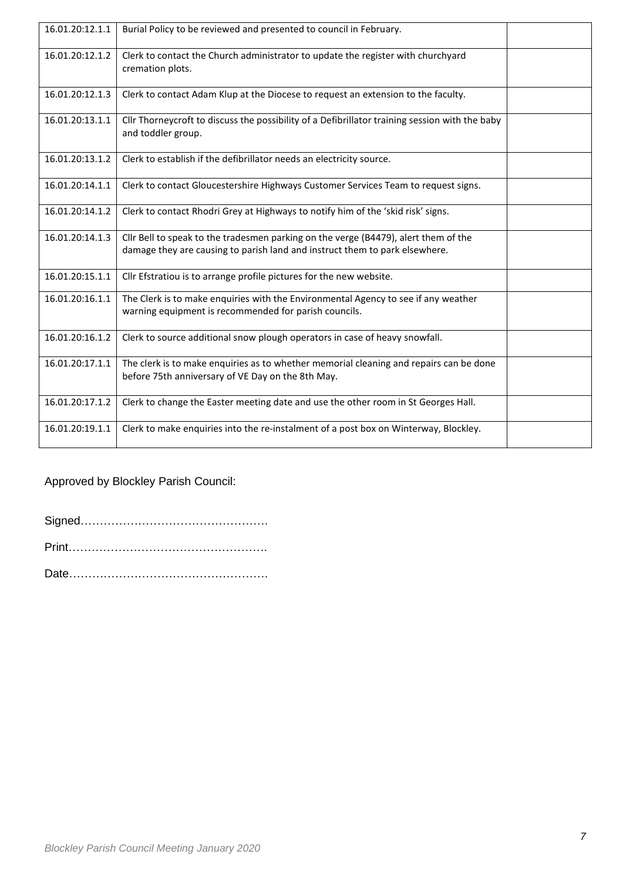| | | |
|---|---|---|
| 16.01.20:12.1.1 | Burial Policy to be reviewed and presented to council in February. | |
| 16.01.20:12.1.2 | Clerk to contact the Church administrator to update the register with churchyard cremation plots. | |
| 16.01.20:12.1.3 | Clerk to contact Adam Klup at the Diocese to request an extension to the faculty. | |
| 16.01.20:13.1.1 | Cllr Thorneycroft to discuss the possibility of a Defibrillator training session with the baby and toddler group. | |
| 16.01.20:13.1.2 | Clerk to establish if the defibrillator needs an electricity source. | |
| 16.01.20:14.1.1 | Clerk to contact Gloucestershire Highways Customer Services Team to request signs. | |
| 16.01.20:14.1.2 | Clerk to contact Rhodri Grey at Highways to notify him of the 'skid risk' signs. | |
| 16.01.20:14.1.3 | Cllr Bell to speak to the tradesmen parking on the verge (B4479), alert them of the damage they are causing to parish land and instruct them to park elsewhere. | |
| 16.01.20:15.1.1 | Cllr Efstratiou is to arrange profile pictures for the new website. | |
| 16.01.20:16.1.1 | The Clerk is to make enquiries with the Environmental Agency to see if any weather warning equipment is recommended for parish councils. | |
| 16.01.20:16.1.2 | Clerk to source additional snow plough operators in case of heavy snowfall. | |
| 16.01.20:17.1.1 | The clerk is to make enquiries as to whether memorial cleaning and repairs can be done before 75th anniversary of VE Day on the 8th May. | |
| 16.01.20:17.1.2 | Clerk to change the Easter meeting date and use the other room in St Georges Hall. | |
| 16.01.20:19.1.1 | Clerk to make enquiries into the re-instalment of a post box on Winterway, Blockley. | |

Approved by Blockley Parish Council:

Signed………………………………………….

Print…………………………………………….

Date…………………………………………….